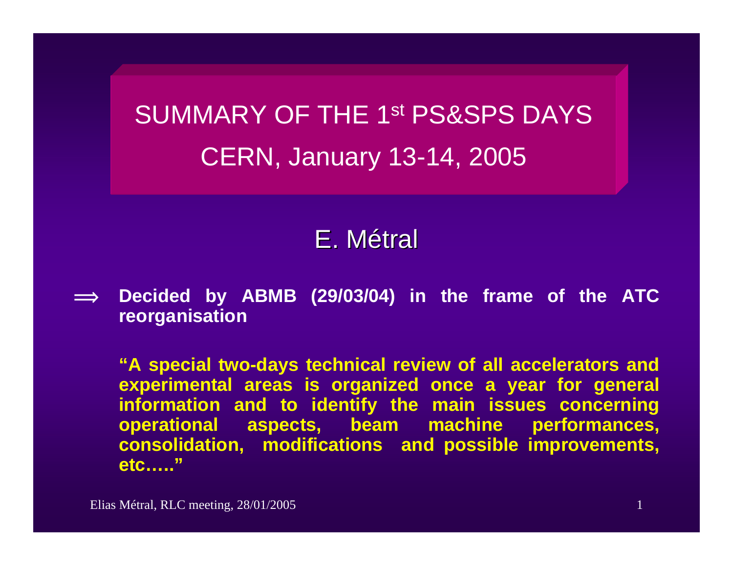# SUMMARY OF THE 1st PS&SPS DAYS

# CERN, January 13-14, 2005

## E. Métral

⟹ **Decided by ABMB (29/03/04) in the frame of the ATC reorganisation**

**"A special two-days technical review of all accelerators and experimental areas is organized once a year for general information and to identify the main issues concerning operational aspects, beam machine performances, consolidation, modifications and possible improvements, etc….."**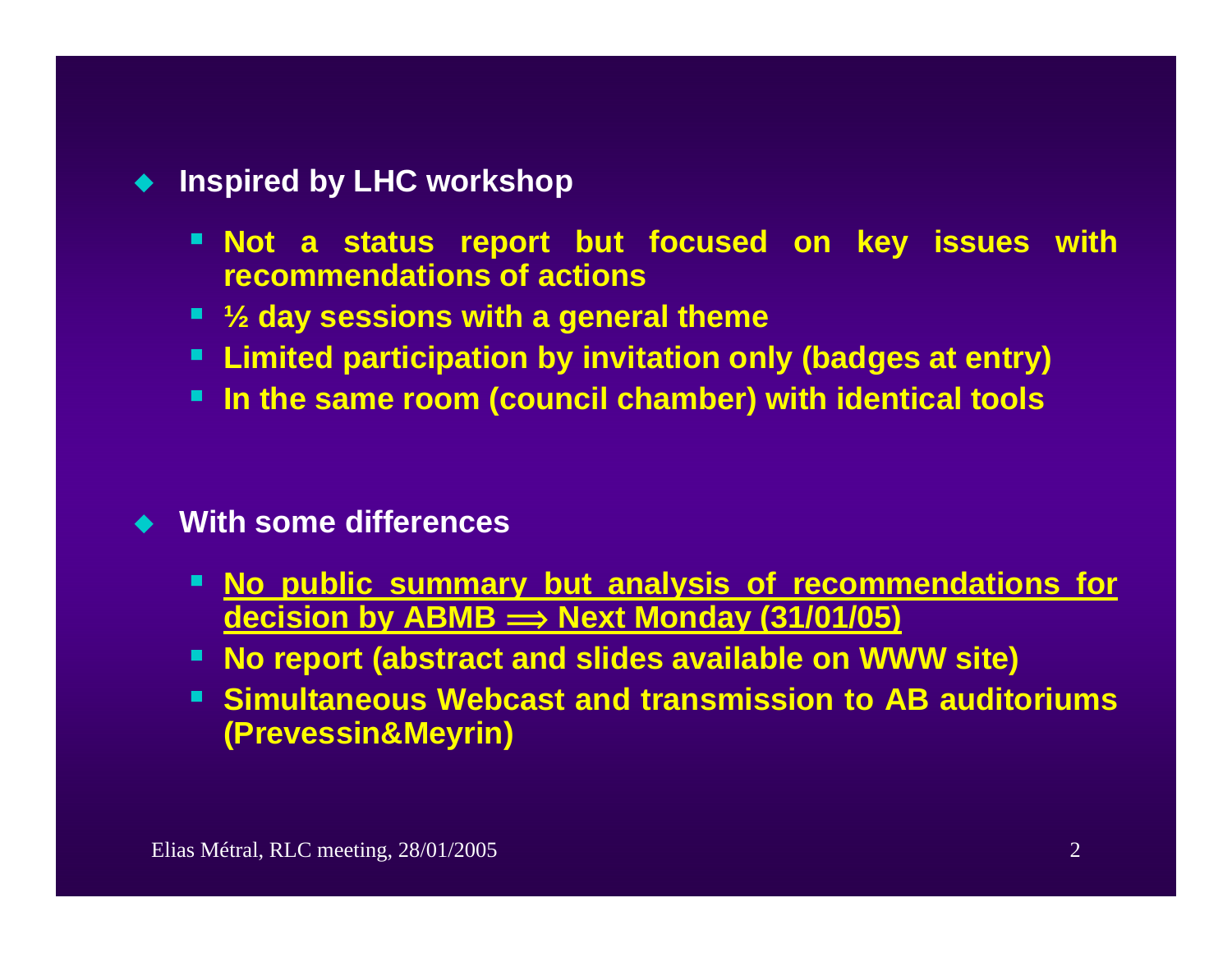- **Inspired by LHC workshop**
  - **Not a status report but focused on key issues with recommendations of actions**
  - **½ day sessions with a general theme**
  - **Limited participation by invitation only (badges at entry)**
  - **In the same room (council chamber) with identical tools**

- **With some differences**
  - **<u>No public summary but analysis of recommendations for decision by ABMB ⟹ Next Monday (31/01/05)</u>**
  - **No report (abstract and slides available on WWW site)**
  - **Simultaneous Webcast and transmission to AB auditoriums (Prevessin&Meyrin)**

Elias Métral, RLC meeting, 28/01/2005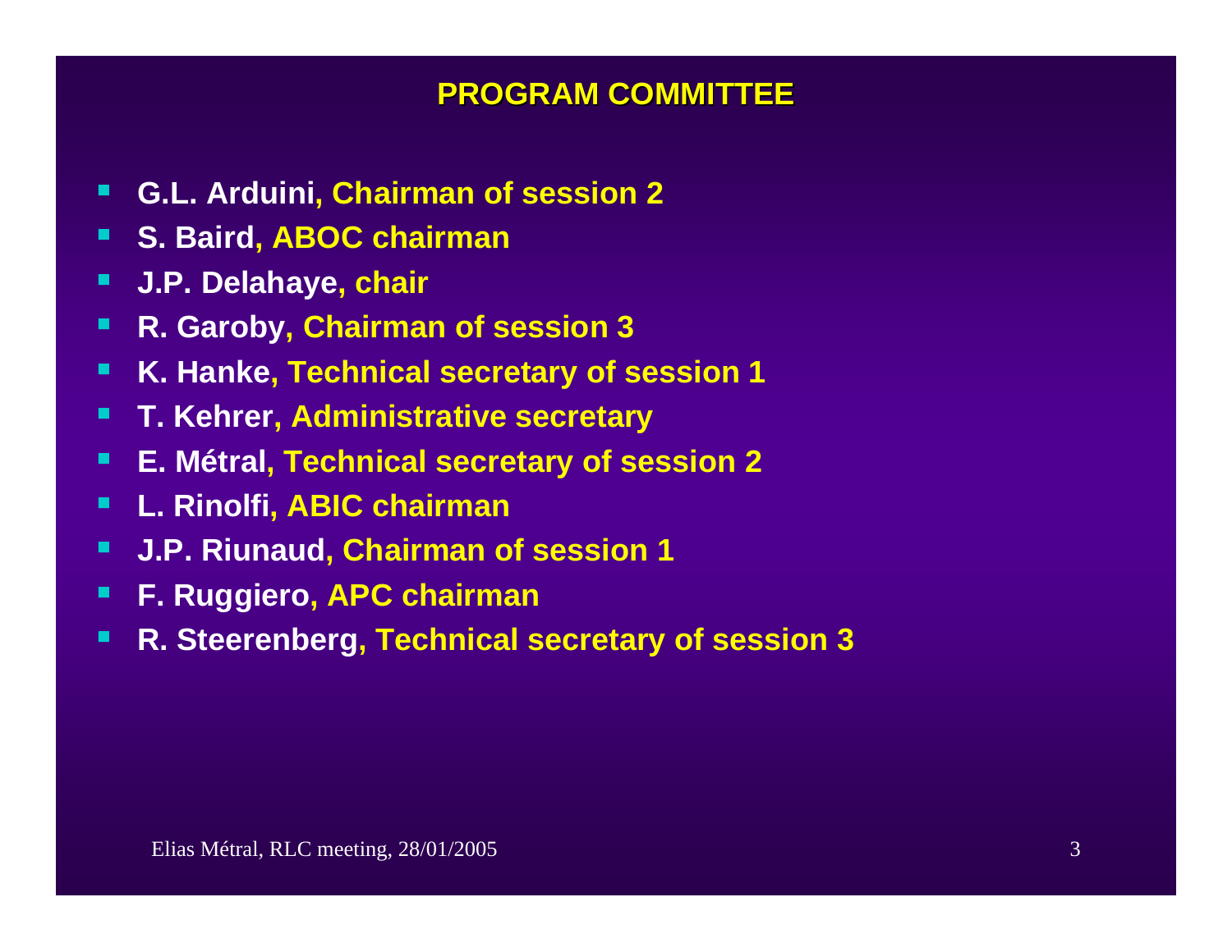# PROGRAM COMMITTEE

- **G.L. Arduini, Chairman of session 2**
- **S. Baird, ABOC chairman**
- **J.P. Delahaye, chair**
- **R. Garoby, Chairman of session 3**
- **K. Hanke, Technical secretary of session 1**
- **T. Kehrer, Administrative secretary**
- **E. Métral, Technical secretary of session 2**
- **L. Rinolfi, ABIC chairman**
- **J.P. Riunaud, Chairman of session 1**
- **F. Ruggiero, APC chairman**
- **R. Steerenberg, Technical secretary of session 3**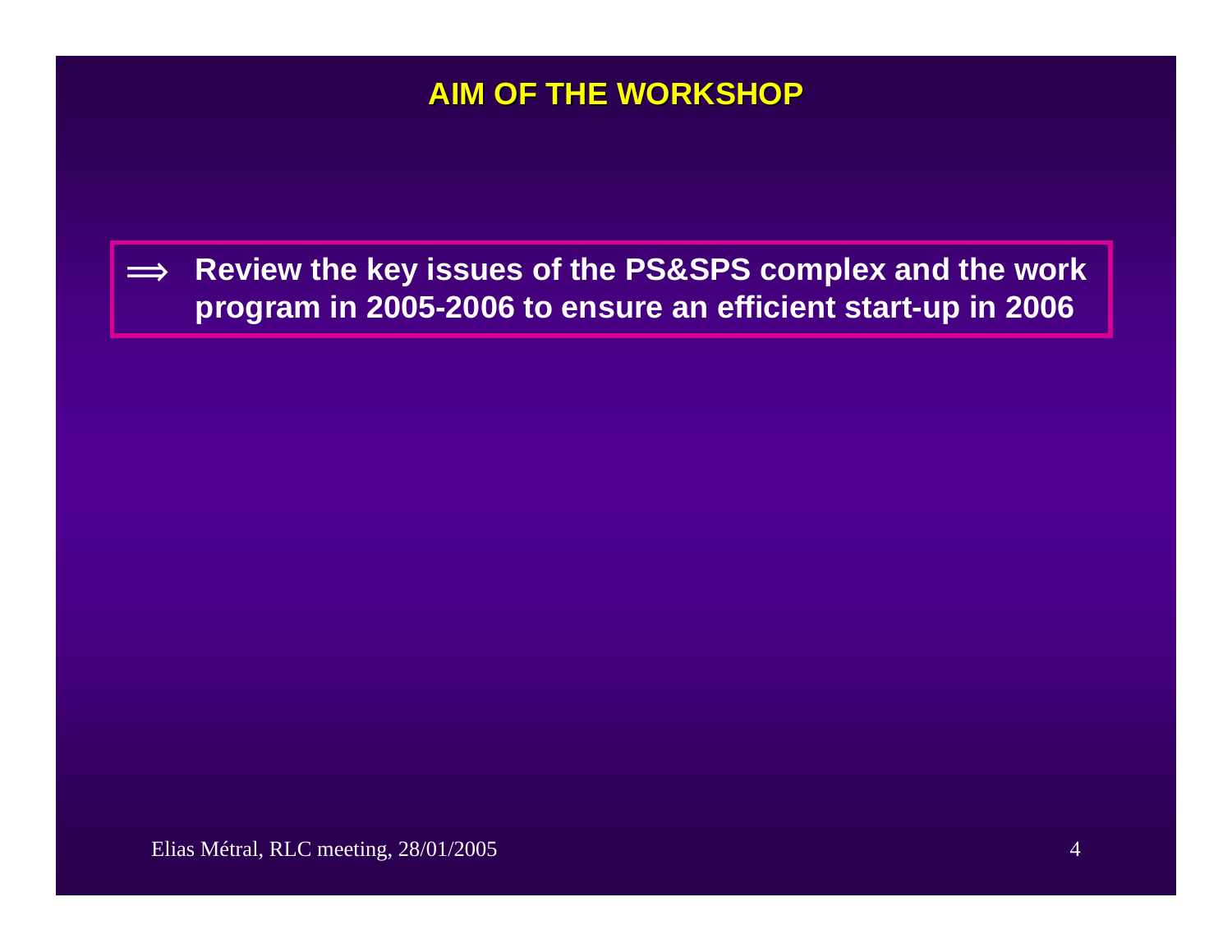# AIM OF THE WORKSHOP

⟹ **Review the key issues of the PS&SPS complex and the work program in 2005-2006 to ensure an efficient start-up in 2006**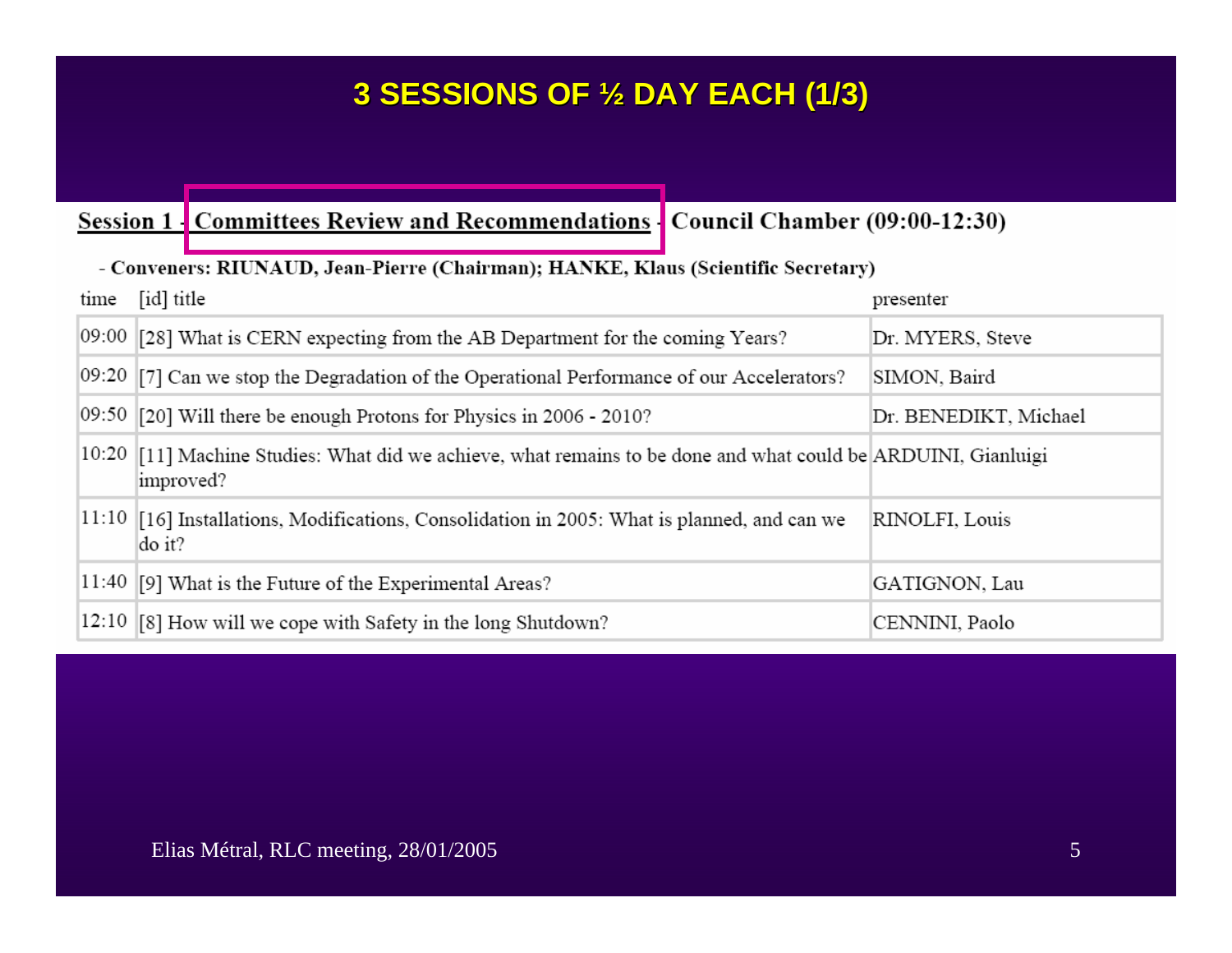# 3 SESSIONS OF ½ DAY EACH (1/3)

**Session 1 - Committees Review and Recommendations - Council Chamber (09:00-12:30)**

- **Conveners: RIUNAUD, Jean-Pierre (Chairman); HANKE, Klaus (Scientific Secretary)**

| time | [id] title | presenter |
|---|---|---|
| 09:00 | [28] What is CERN expecting from the AB Department for the coming Years? | Dr. MYERS, Steve |
| 09:20 | [7] Can we stop the Degradation of the Operational Performance of our Accelerators? | SIMON, Baird |
| 09:50 | [20] Will there be enough Protons for Physics in 2006 - 2010? | Dr. BENEDIKT, Michael |
| 10:20 | [11] Machine Studies: What did we achieve, what remains to be done and what could be improved? | ARDUINI, Gianluigi |
| 11:10 | [16] Installations, Modifications, Consolidation in 2005: What is planned, and can we do it? | RINOLFI, Louis |
| 11:40 | [9] What is the Future of the Experimental Areas? | GATIGNON, Lau |
| 12:10 | [8] How will we cope with Safety in the long Shutdown? | CENNINI, Paolo |

Elias Métral, RLC meeting, 28/01/2005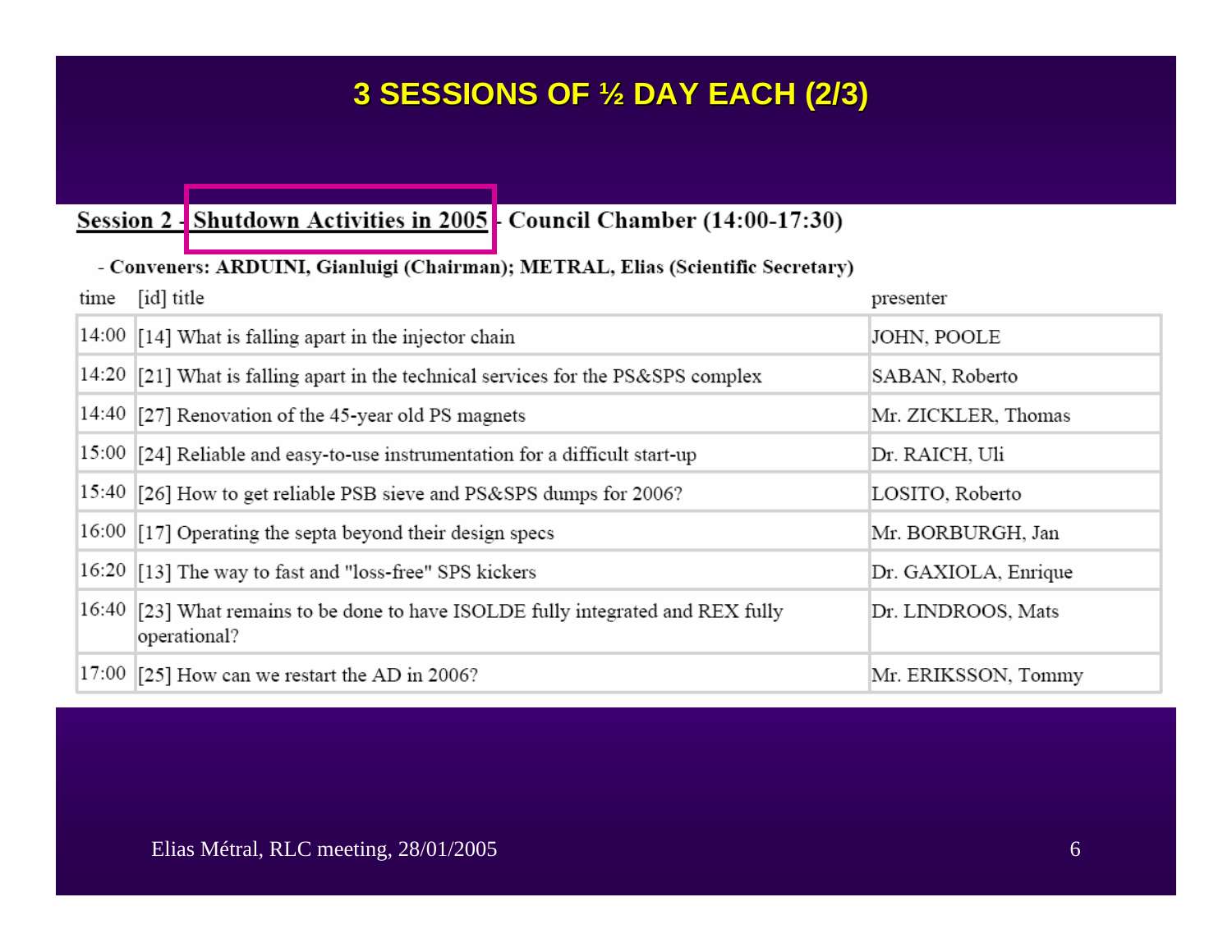# 3 SESSIONS OF ½ DAY EACH (2/3)

**Session 2 - Shutdown Activities in 2005 - Council Chamber (14:00-17:30)**

- **Conveners: ARDUINI, Gianluigi (Chairman); METRAL, Elias (Scientific Secretary)**

| time | [id] title | presenter |
|---|---|---|
| 14:00 | [14] What is falling apart in the injector chain | JOHN, POOLE |
| 14:20 | [21] What is falling apart in the technical services for the PS&SPS complex | SABAN, Roberto |
| 14:40 | [27] Renovation of the 45-year old PS magnets | Mr. ZICKLER, Thomas |
| 15:00 | [24] Reliable and easy-to-use instrumentation for a difficult start-up | Dr. RAICH, Uli |
| 15:40 | [26] How to get reliable PSB sieve and PS&SPS dumps for 2006? | LOSITO, Roberto |
| 16:00 | [17] Operating the septa beyond their design specs | Mr. BORBURGH, Jan |
| 16:20 | [13] The way to fast and "loss-free" SPS kickers | Dr. GAXIOLA, Enrique |
| 16:40 | [23] What remains to be done to have ISOLDE fully integrated and REX fully operational? | Dr. LINDROOS, Mats |
| 17:00 | [25] How can we restart the AD in 2006? | Mr. ERIKSSON, Tommy |

Elias Métral, RLC meeting, 28/01/2005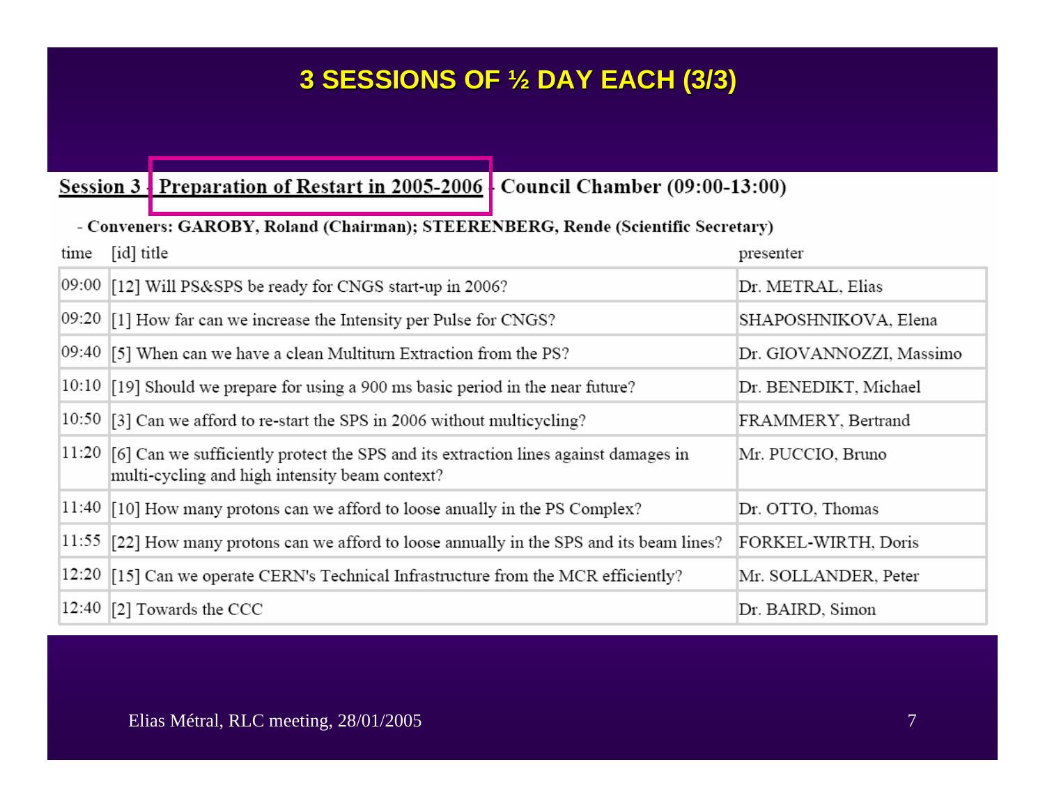# 3 SESSIONS OF ½ DAY EACH (3/3)

**Session 3 - Preparation of Restart in 2005-2006 - Council Chamber (09:00-13:00)**

- **Conveners: GAROBY, Roland (Chairman); STEERENBERG, Rende (Scientific Secretary)**

| time | [id] title | presenter |
|---|---|---|
| 09:00 | [12] Will PS&SPS be ready for CNGS start-up in 2006? | Dr. METRAL, Elias |
| 09:20 | [1] How far can we increase the Intensity per Pulse for CNGS? | SHAPOSHNIKOVA, Elena |
| 09:40 | [5] When can we have a clean Multiturn Extraction from the PS? | Dr. GIOVANNOZZI, Massimo |
| 10:10 | [19] Should we prepare for using a 900 ms basic period in the near future? | Dr. BENEDIKT, Michael |
| 10:50 | [3] Can we afford to re-start the SPS in 2006 without multicycling? | FRAMMERY, Bertrand |
| 11:20 | [6] Can we sufficiently protect the SPS and its extraction lines against damages in multi-cycling and high intensity beam context? | Mr. PUCCIO, Bruno |
| 11:40 | [10] How many protons can we afford to loose anually in the PS Complex? | Dr. OTTO, Thomas |
| 11:55 | [22] How many protons can we afford to loose annually in the SPS and its beam lines? | FORKEL-WIRTH, Doris |
| 12:20 | [15] Can we operate CERN's Technical Infrastructure from the MCR efficiently? | Mr. SOLLANDER, Peter |
| 12:40 | [2] Towards the CCC | Dr. BAIRD, Simon |

Elias Métral, RLC meeting, 28/01/2005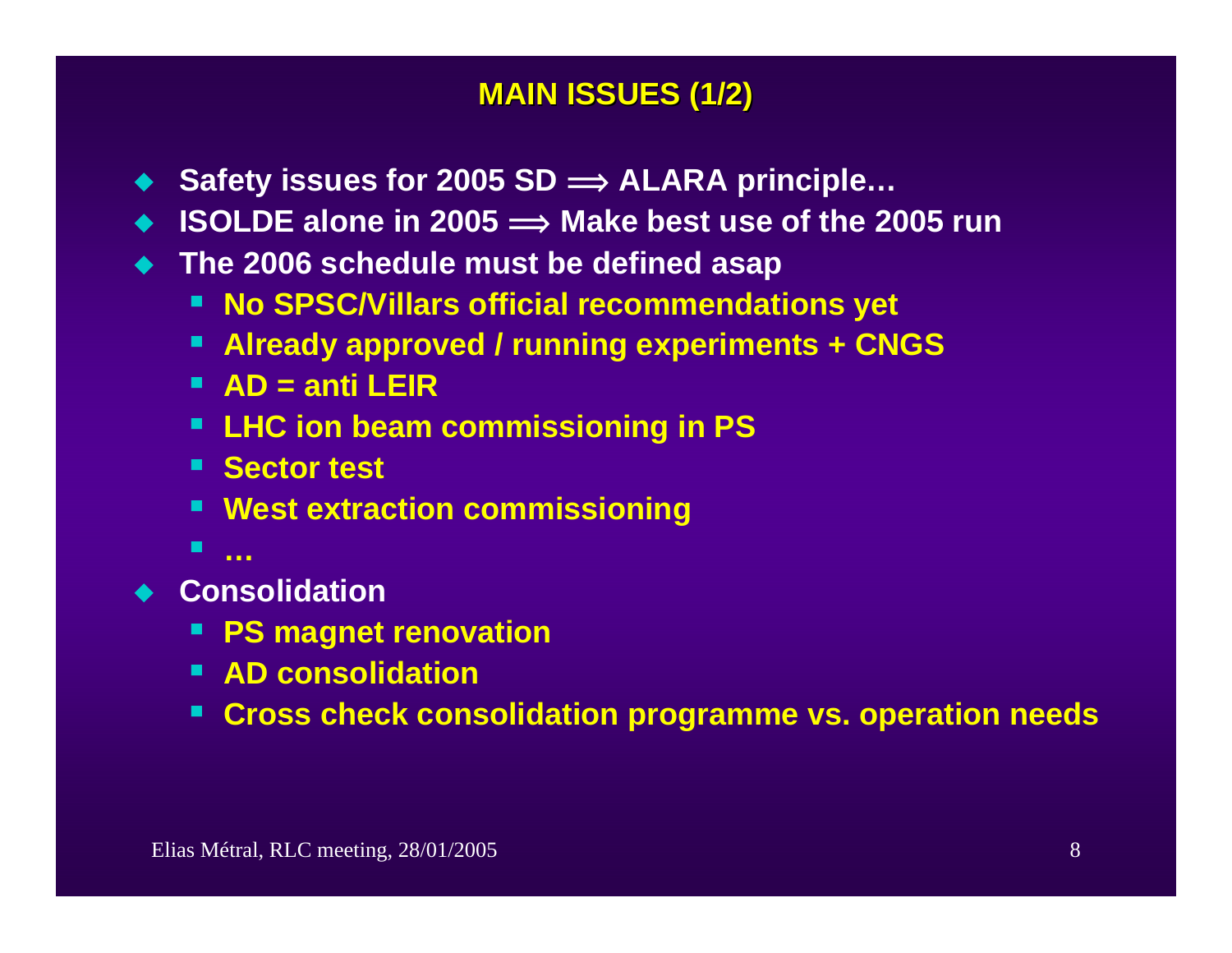## MAIN ISSUES (1/2)

- **Safety issues for 2005 SD $\Longrightarrow$ ALARA principle…**
- **ISOLDE alone in 2005 $\Longrightarrow$ Make best use of the 2005 run**
- **The 2006 schedule must be defined asap**
  - **No SPSC/Villars official recommendations yet**
  - **Already approved / running experiments + CNGS**
  - **AD = anti LEIR**
  - **LHC ion beam commissioning in PS**
  - **Sector test**
  - **West extraction commissioning**
  - **…**
- **Consolidation**
  - **PS magnet renovation**
  - **AD consolidation**
  - **Cross check consolidation programme vs. operation needs**

Elias Métral, RLC meeting, 28/01/2005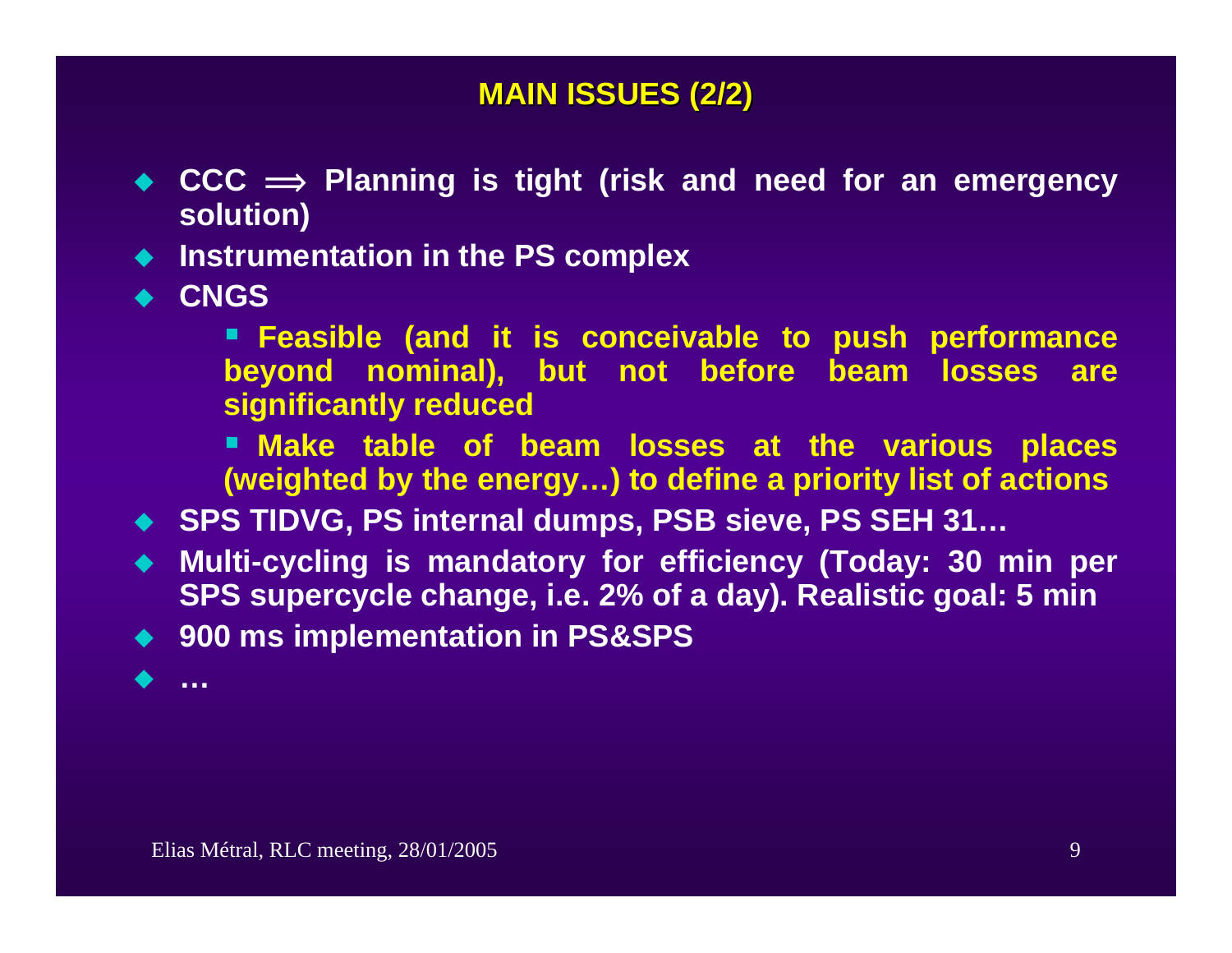## MAIN ISSUES (2/2)

- **CCC $\Longrightarrow$ Planning is tight (risk and need for an emergency solution)**
- **Instrumentation in the PS complex**
- **CNGS**
  - **Feasible (and it is conceivable to push performance beyond nominal), but not before beam losses are significantly reduced**
  - **Make table of beam losses at the various places (weighted by the energy…) to define a priority list of actions**
- **SPS TIDVG, PS internal dumps, PSB sieve, PS SEH 31…**
- **Multi-cycling is mandatory for efficiency (Today: 30 min per SPS supercycle change, i.e. 2% of a day). Realistic goal: 5 min**
- **900 ms implementation in PS&SPS**
- **…**

Elias Métral, RLC meeting, 28/01/2005